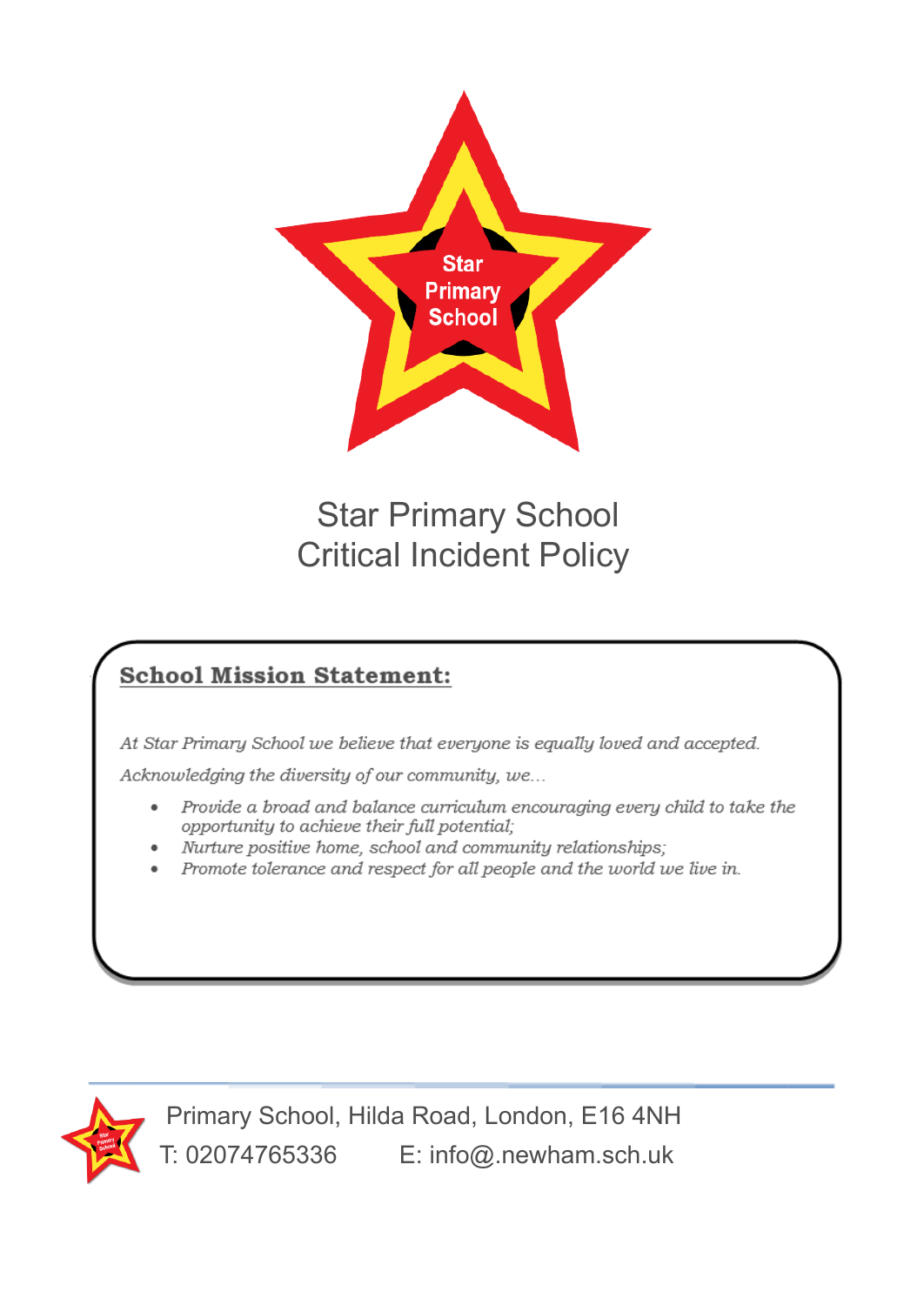# Star Primary School
# Critical Incident Policy

## School Mission Statement:

*At Star Primary School we believe that everyone is equally loved and accepted.*

*Acknowledging the diversity of our community, we…*

- *Provide a broad and balance curriculum encouraging every child to take the opportunity to achieve their full potential;*
- *Nurture positive home, school and community relationships;*
- *Promote tolerance and respect for all people and the world we live in.*

Primary School, Hilda Road, London, E16 4NH

T: 02074765336 E: info@.newham.sch.uk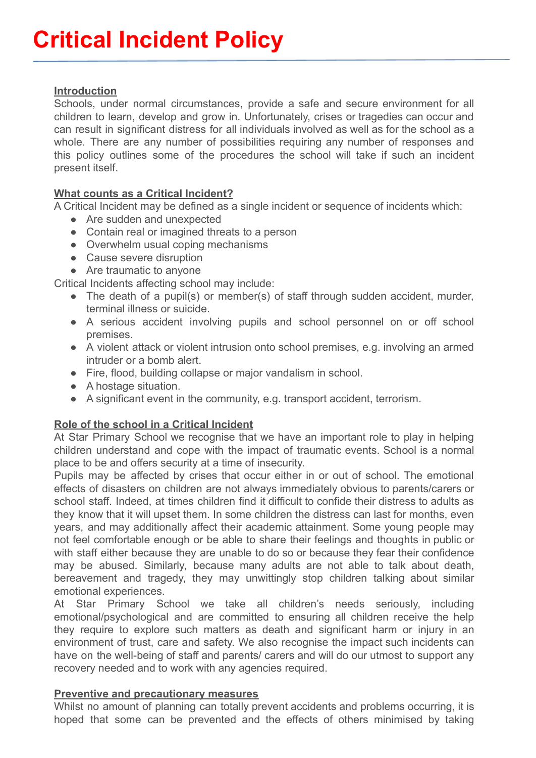# Critical Incident Policy

**Introduction**

Schools, under normal circumstances, provide a safe and secure environment for all children to learn, develop and grow in. Unfortunately, crises or tragedies can occur and can result in significant distress for all individuals involved as well as for the school as a whole. There are any number of possibilities requiring any number of responses and this policy outlines some of the procedures the school will take if such an incident present itself.

**What counts as a Critical Incident?**

A Critical Incident may be defined as a single incident or sequence of incidents which:

- Are sudden and unexpected
- Contain real or imagined threats to a person
- Overwhelm usual coping mechanisms
- Cause severe disruption
- Are traumatic to anyone

Critical Incidents affecting school may include:

- The death of a pupil(s) or member(s) of staff through sudden accident, murder, terminal illness or suicide.
- A serious accident involving pupils and school personnel on or off school premises.
- A violent attack or violent intrusion onto school premises, e.g. involving an armed intruder or a bomb alert.
- Fire, flood, building collapse or major vandalism in school.
- A hostage situation.
- A significant event in the community, e.g. transport accident, terrorism.

**Role of the school in a Critical Incident**

At Star Primary School we recognise that we have an important role to play in helping children understand and cope with the impact of traumatic events. School is a normal place to be and offers security at a time of insecurity.

Pupils may be affected by crises that occur either in or out of school. The emotional effects of disasters on children are not always immediately obvious to parents/carers or school staff. Indeed, at times children find it difficult to confide their distress to adults as they know that it will upset them. In some children the distress can last for months, even years, and may additionally affect their academic attainment. Some young people may not feel comfortable enough or be able to share their feelings and thoughts in public or with staff either because they are unable to do so or because they fear their confidence may be abused. Similarly, because many adults are not able to talk about death, bereavement and tragedy, they may unwittingly stop children talking about similar emotional experiences.

At Star Primary School we take all children's needs seriously, including emotional/psychological and are committed to ensuring all children receive the help they require to explore such matters as death and significant harm or injury in an environment of trust, care and safety. We also recognise the impact such incidents can have on the well-being of staff and parents/ carers and will do our utmost to support any recovery needed and to work with any agencies required.

**Preventive and precautionary measures**

Whilst no amount of planning can totally prevent accidents and problems occurring, it is hoped that some can be prevented and the effects of others minimised by taking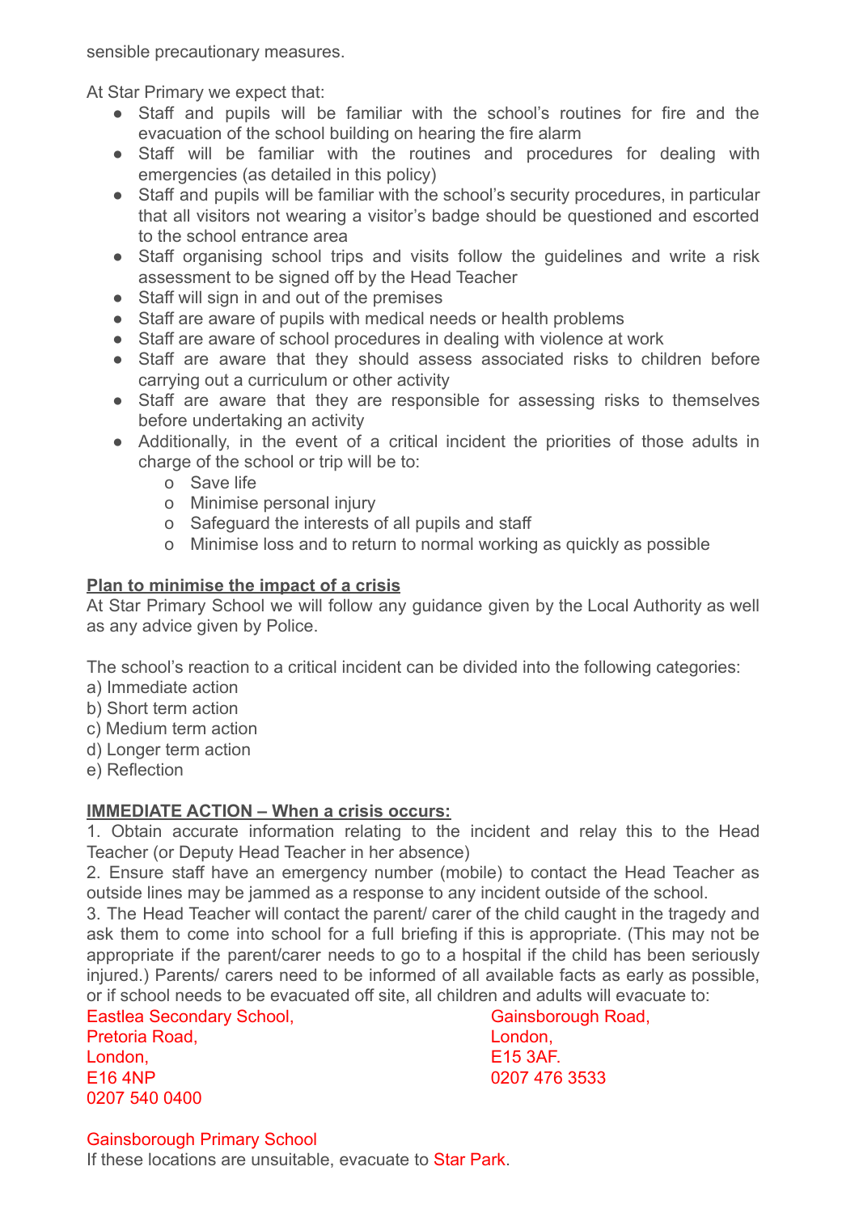sensible precautionary measures.

At Star Primary we expect that:

- Staff and pupils will be familiar with the school's routines for fire and the evacuation of the school building on hearing the fire alarm
- Staff will be familiar with the routines and procedures for dealing with emergencies (as detailed in this policy)
- Staff and pupils will be familiar with the school's security procedures, in particular that all visitors not wearing a visitor's badge should be questioned and escorted to the school entrance area
- Staff organising school trips and visits follow the guidelines and write a risk assessment to be signed off by the Head Teacher
- Staff will sign in and out of the premises
- Staff are aware of pupils with medical needs or health problems
- Staff are aware of school procedures in dealing with violence at work
- Staff are aware that they should assess associated risks to children before carrying out a curriculum or other activity
- Staff are aware that they are responsible for assessing risks to themselves before undertaking an activity
- Additionally, in the event of a critical incident the priorities of those adults in charge of the school or trip will be to:
    - Save life
    - Minimise personal injury
    - Safeguard the interests of all pupils and staff
    - Minimise loss and to return to normal working as quickly as possible

**Plan to minimise the impact of a crisis**

At Star Primary School we will follow any guidance given by the Local Authority as well as any advice given by Police.

The school's reaction to a critical incident can be divided into the following categories:

a) Immediate action
b) Short term action
c) Medium term action
d) Longer term action
e) Reflection

**IMMEDIATE ACTION – When a crisis occurs:**

1. Obtain accurate information relating to the incident and relay this to the Head Teacher (or Deputy Head Teacher in her absence)
2. Ensure staff have an emergency number (mobile) to contact the Head Teacher as outside lines may be jammed as a response to any incident outside of the school.
3. The Head Teacher will contact the parent/ carer of the child caught in the tragedy and ask them to come into school for a full briefing if this is appropriate. (This may not be appropriate if the parent/carer needs to go to a hospital if the child has been seriously injured.) Parents/ carers need to be informed of all available facts as early as possible, or if school needs to be evacuated off site, all children and adults will evacuate to:

Eastlea Secondary School,
Pretoria Road,
London,
E16 4NP
0207 540 0400

Gainsborough Primary School
Gainsborough Road,
London,
E15 3AF.
0207 476 3533

If these locations are unsuitable, evacuate to Star Park.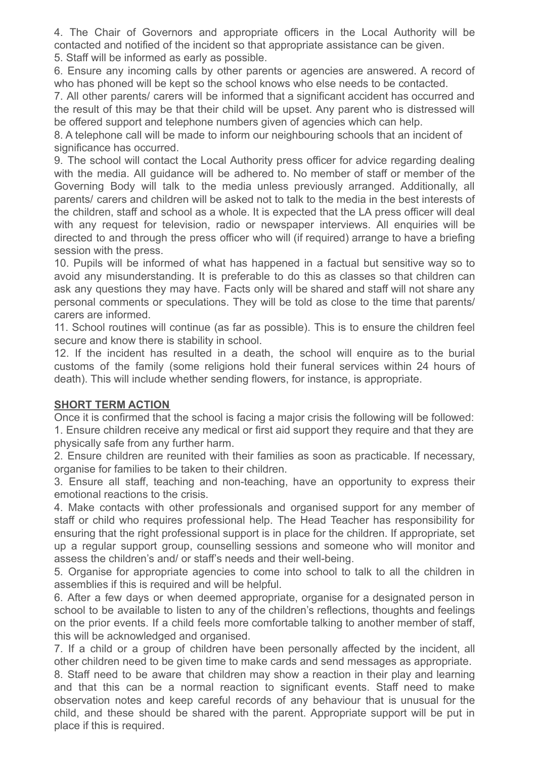4. The Chair of Governors and appropriate officers in the Local Authority will be contacted and notified of the incident so that appropriate assistance can be given.
5. Staff will be informed as early as possible.
6. Ensure any incoming calls by other parents or agencies are answered. A record of who has phoned will be kept so the school knows who else needs to be contacted.
7. All other parents/ carers will be informed that a significant accident has occurred and the result of this may be that their child will be upset. Any parent who is distressed will be offered support and telephone numbers given of agencies which can help.
8. A telephone call will be made to inform our neighbouring schools that an incident of significance has occurred.
9. The school will contact the Local Authority press officer for advice regarding dealing with the media. All guidance will be adhered to. No member of staff or member of the Governing Body will talk to the media unless previously arranged. Additionally, all parents/ carers and children will be asked not to talk to the media in the best interests of the children, staff and school as a whole. It is expected that the LA press officer will deal with any request for television, radio or newspaper interviews. All enquiries will be directed to and through the press officer who will (if required) arrange to have a briefing session with the press.
10. Pupils will be informed of what has happened in a factual but sensitive way so to avoid any misunderstanding. It is preferable to do this as classes so that children can ask any questions they may have. Facts only will be shared and staff will not share any personal comments or speculations. They will be told as close to the time that parents/ carers are informed.
11. School routines will continue (as far as possible). This is to ensure the children feel secure and know there is stability in school.
12. If the incident has resulted in a death, the school will enquire as to the burial customs of the family (some religions hold their funeral services within 24 hours of death). This will include whether sending flowers, for instance, is appropriate.

## SHORT TERM ACTION

Once it is confirmed that the school is facing a major crisis the following will be followed:
1. Ensure children receive any medical or first aid support they require and that they are physically safe from any further harm.
2. Ensure children are reunited with their families as soon as practicable. If necessary, organise for families to be taken to their children.
3. Ensure all staff, teaching and non-teaching, have an opportunity to express their emotional reactions to the crisis.
4. Make contacts with other professionals and organised support for any member of staff or child who requires professional help. The Head Teacher has responsibility for ensuring that the right professional support is in place for the children. If appropriate, set up a regular support group, counselling sessions and someone who will monitor and assess the children's and/ or staff's needs and their well-being.
5. Organise for appropriate agencies to come into school to talk to all the children in assemblies if this is required and will be helpful.
6. After a few days or when deemed appropriate, organise for a designated person in school to be available to listen to any of the children's reflections, thoughts and feelings on the prior events. If a child feels more comfortable talking to another member of staff, this will be acknowledged and organised.
7. If a child or a group of children have been personally affected by the incident, all other children need to be given time to make cards and send messages as appropriate.
8. Staff need to be aware that children may show a reaction in their play and learning and that this can be a normal reaction to significant events. Staff need to make observation notes and keep careful records of any behaviour that is unusual for the child, and these should be shared with the parent. Appropriate support will be put in place if this is required.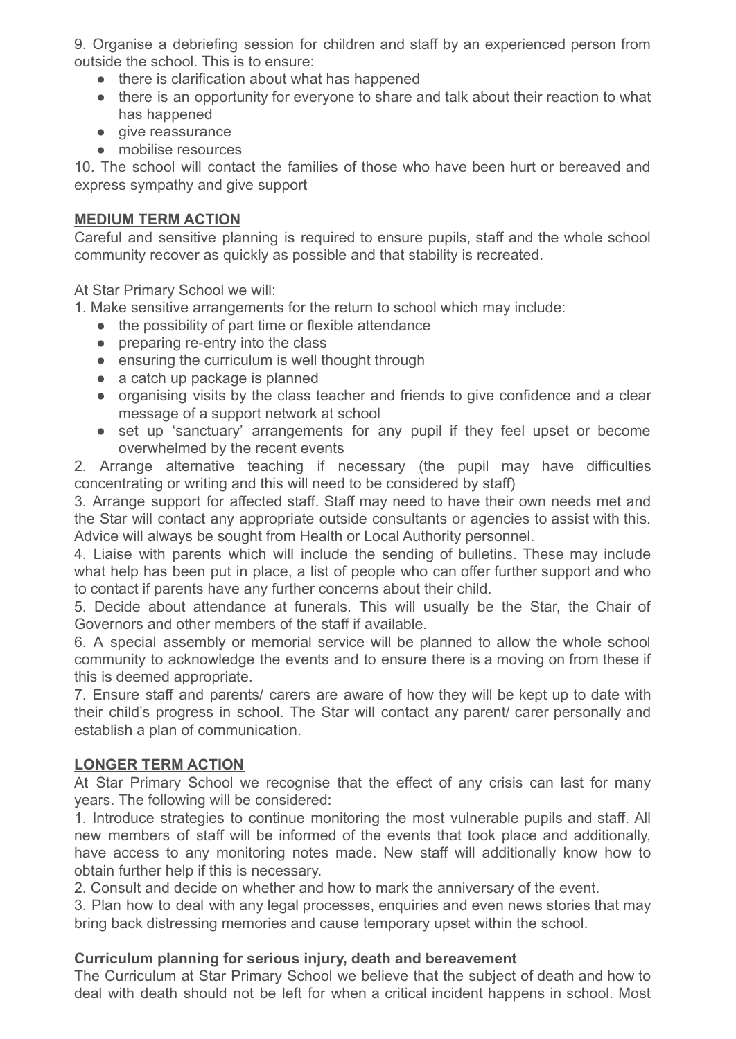9. Organise a debriefing session for children and staff by an experienced person from outside the school. This is to ensure:

- there is clarification about what has happened
- there is an opportunity for everyone to share and talk about their reaction to what has happened
- give reassurance
- mobilise resources

10. The school will contact the families of those who have been hurt or bereaved and express sympathy and give support

**MEDIUM TERM ACTION**

Careful and sensitive planning is required to ensure pupils, staff and the whole school community recover as quickly as possible and that stability is recreated.

At Star Primary School we will:

1. Make sensitive arrangements for the return to school which may include:
   - the possibility of part time or flexible attendance
   - preparing re-entry into the class
   - ensuring the curriculum is well thought through
   - a catch up package is planned
   - organising visits by the class teacher and friends to give confidence and a clear message of a support network at school
   - set up 'sanctuary' arrangements for any pupil if they feel upset or become overwhelmed by the recent events
2. Arrange alternative teaching if necessary (the pupil may have difficulties concentrating or writing and this will need to be considered by staff)
3. Arrange support for affected staff. Staff may need to have their own needs met and the Star will contact any appropriate outside consultants or agencies to assist with this. Advice will always be sought from Health or Local Authority personnel.
4. Liaise with parents which will include the sending of bulletins. These may include what help has been put in place, a list of people who can offer further support and who to contact if parents have any further concerns about their child.
5. Decide about attendance at funerals. This will usually be the Star, the Chair of Governors and other members of the staff if available.
6. A special assembly or memorial service will be planned to allow the whole school community to acknowledge the events and to ensure there is a moving on from these if this is deemed appropriate.
7. Ensure staff and parents/ carers are aware of how they will be kept up to date with their child's progress in school. The Star will contact any parent/ carer personally and establish a plan of communication.

**LONGER TERM ACTION**

At Star Primary School we recognise that the effect of any crisis can last for many years. The following will be considered:

1. Introduce strategies to continue monitoring the most vulnerable pupils and staff. All new members of staff will be informed of the events that took place and additionally, have access to any monitoring notes made. New staff will additionally know how to obtain further help if this is necessary.
2. Consult and decide on whether and how to mark the anniversary of the event.
3. Plan how to deal with any legal processes, enquiries and even news stories that may bring back distressing memories and cause temporary upset within the school.

**Curriculum planning for serious injury, death and bereavement**

The Curriculum at Star Primary School we believe that the subject of death and how to deal with death should not be left for when a critical incident happens in school. Most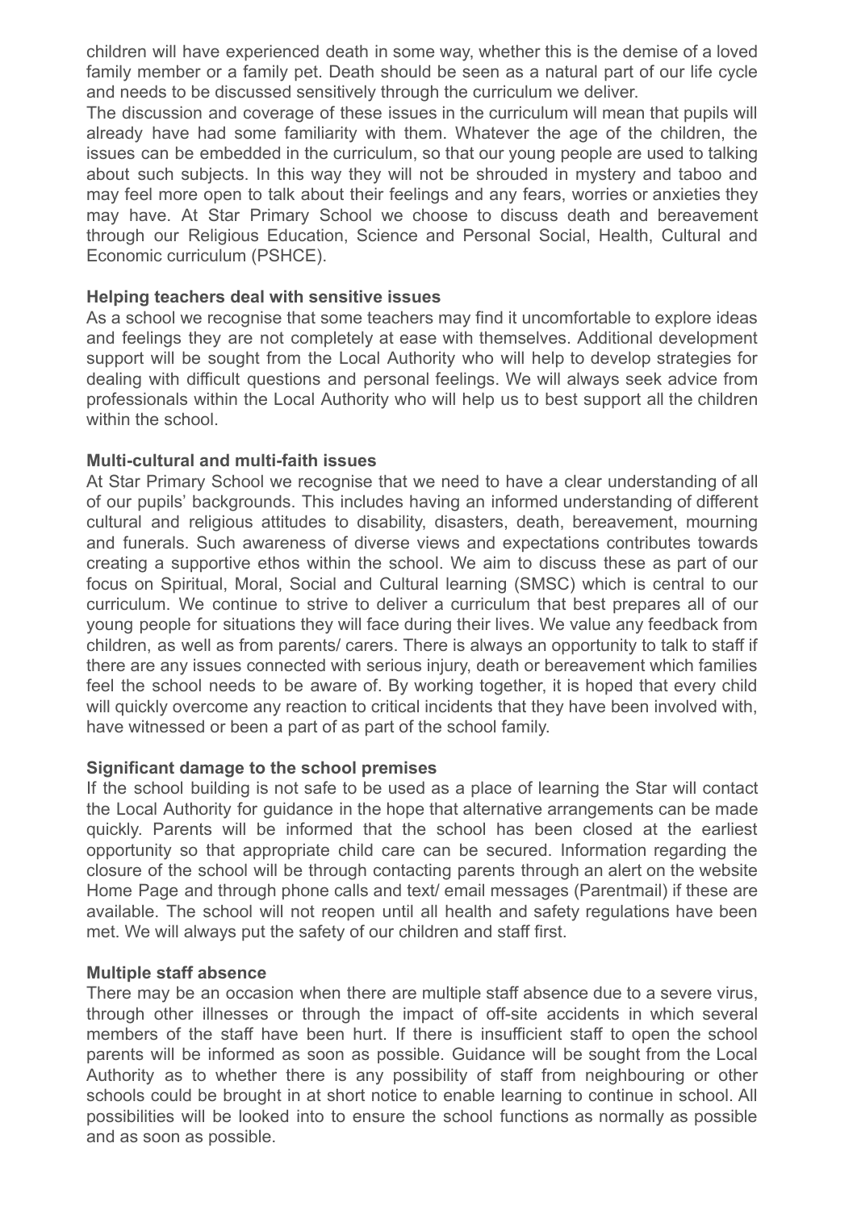children will have experienced death in some way, whether this is the demise of a loved family member or a family pet. Death should be seen as a natural part of our life cycle and needs to be discussed sensitively through the curriculum we deliver.

The discussion and coverage of these issues in the curriculum will mean that pupils will already have had some familiarity with them. Whatever the age of the children, the issues can be embedded in the curriculum, so that our young people are used to talking about such subjects. In this way they will not be shrouded in mystery and taboo and may feel more open to talk about their feelings and any fears, worries or anxieties they may have. At Star Primary School we choose to discuss death and bereavement through our Religious Education, Science and Personal Social, Health, Cultural and Economic curriculum (PSHCE).

**Helping teachers deal with sensitive issues**

As a school we recognise that some teachers may find it uncomfortable to explore ideas and feelings they are not completely at ease with themselves. Additional development support will be sought from the Local Authority who will help to develop strategies for dealing with difficult questions and personal feelings. We will always seek advice from professionals within the Local Authority who will help us to best support all the children within the school.

**Multi-cultural and multi-faith issues**

At Star Primary School we recognise that we need to have a clear understanding of all of our pupils' backgrounds. This includes having an informed understanding of different cultural and religious attitudes to disability, disasters, death, bereavement, mourning and funerals. Such awareness of diverse views and expectations contributes towards creating a supportive ethos within the school. We aim to discuss these as part of our focus on Spiritual, Moral, Social and Cultural learning (SMSC) which is central to our curriculum. We continue to strive to deliver a curriculum that best prepares all of our young people for situations they will face during their lives. We value any feedback from children, as well as from parents/ carers. There is always an opportunity to talk to staff if there are any issues connected with serious injury, death or bereavement which families feel the school needs to be aware of. By working together, it is hoped that every child will quickly overcome any reaction to critical incidents that they have been involved with, have witnessed or been a part of as part of the school family.

**Significant damage to the school premises**

If the school building is not safe to be used as a place of learning the Star will contact the Local Authority for guidance in the hope that alternative arrangements can be made quickly. Parents will be informed that the school has been closed at the earliest opportunity so that appropriate child care can be secured. Information regarding the closure of the school will be through contacting parents through an alert on the website Home Page and through phone calls and text/ email messages (Parentmail) if these are available. The school will not reopen until all health and safety regulations have been met. We will always put the safety of our children and staff first.

**Multiple staff absence**

There may be an occasion when there are multiple staff absence due to a severe virus, through other illnesses or through the impact of off-site accidents in which several members of the staff have been hurt. If there is insufficient staff to open the school parents will be informed as soon as possible. Guidance will be sought from the Local Authority as to whether there is any possibility of staff from neighbouring or other schools could be brought in at short notice to enable learning to continue in school. All possibilities will be looked into to ensure the school functions as normally as possible and as soon as possible.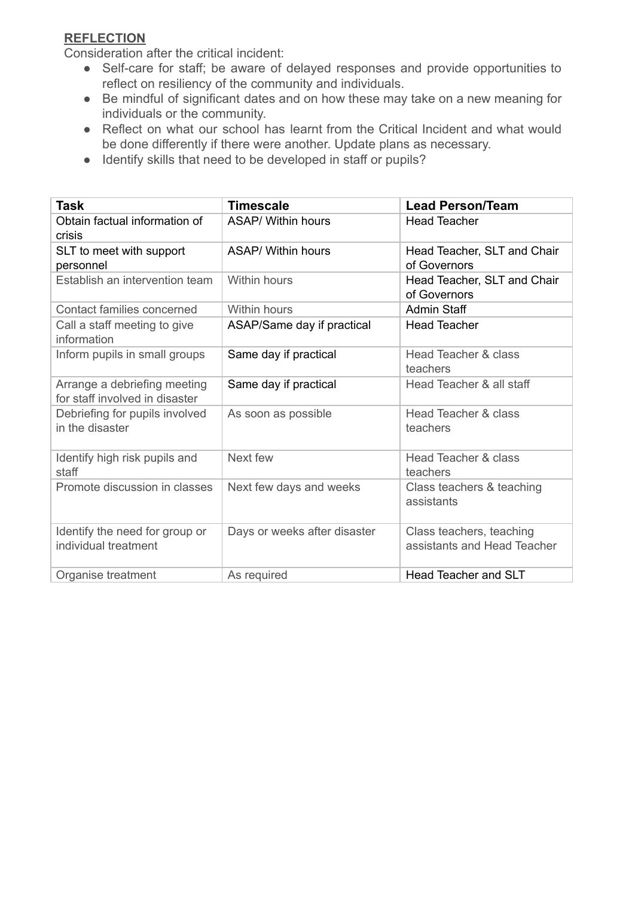**REFLECTION**

Consideration after the critical incident:

- Self-care for staff; be aware of delayed responses and provide opportunities to reflect on resiliency of the community and individuals.
- Be mindful of significant dates and on how these may take on a new meaning for individuals or the community.
- Reflect on what our school has learnt from the Critical Incident and what would be done differently if there were another. Update plans as necessary.
- Identify skills that need to be developed in staff or pupils?

| Task | Timescale | Lead Person/Team |
|---|---|---|
| Obtain factual information of crisis | ASAP/ Within hours | Head Teacher |
| SLT to meet with support personnel | ASAP/ Within hours | Head Teacher, SLT and Chair of Governors |
| Establish an intervention team | Within hours | Head Teacher, SLT and Chair of Governors |
| Contact families concerned | Within hours | Admin Staff |
| Call a staff meeting to give information | ASAP/Same day if practical | Head Teacher |
| Inform pupils in small groups | Same day if practical | Head Teacher & class teachers |
| Arrange a debriefing meeting for staff involved in disaster | Same day if practical | Head Teacher & all staff |
| Debriefing for pupils involved in the disaster | As soon as possible | Head Teacher & class teachers |
| Identify high risk pupils and staff | Next few | Head Teacher & class teachers |
| Promote discussion in classes | Next few days and weeks | Class teachers & teaching assistants |
| Identify the need for group or individual treatment | Days or weeks after disaster | Class teachers, teaching assistants and Head Teacher |
| Organise treatment | As required | Head Teacher and SLT |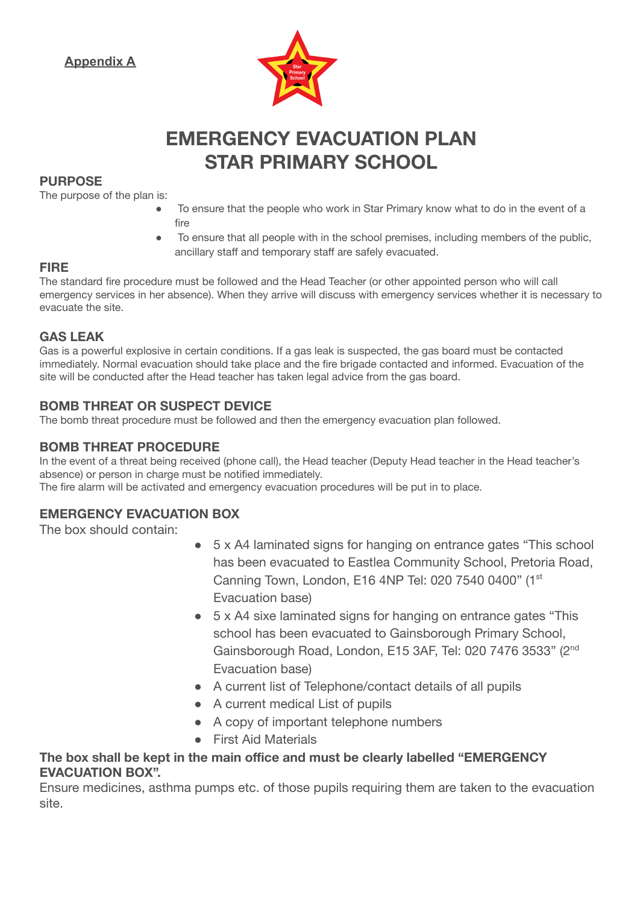**Appendix A**

# EMERGENCY EVACUATION PLAN STAR PRIMARY SCHOOL

## PURPOSE

The purpose of the plan is:

- To ensure that the people who work in Star Primary know what to do in the event of a fire
- To ensure that all people with in the school premises, including members of the public, ancillary staff and temporary staff are safely evacuated.

## FIRE

The standard fire procedure must be followed and the Head Teacher (or other appointed person who will call emergency services in her absence). When they arrive will discuss with emergency services whether it is necessary to evacuate the site.

## GAS LEAK

Gas is a powerful explosive in certain conditions. If a gas leak is suspected, the gas board must be contacted immediately. Normal evacuation should take place and the fire brigade contacted and informed. Evacuation of the site will be conducted after the Head teacher has taken legal advice from the gas board.

## BOMB THREAT OR SUSPECT DEVICE

The bomb threat procedure must be followed and then the emergency evacuation plan followed.

## BOMB THREAT PROCEDURE

In the event of a threat being received (phone call), the Head teacher (Deputy Head teacher in the Head teacher's absence) or person in charge must be notified immediately.
The fire alarm will be activated and emergency evacuation procedures will be put in to place.

## EMERGENCY EVACUATION BOX

The box should contain:

- 5 x A4 laminated signs for hanging on entrance gates "This school has been evacuated to Eastlea Community School, Pretoria Road, Canning Town, London, E16 4NP Tel: 020 7540 0400" (1st Evacuation base)
- 5 x A4 sixe laminated signs for hanging on entrance gates "This school has been evacuated to Gainsborough Primary School, Gainsborough Road, London, E15 3AF, Tel: 020 7476 3533" (2nd Evacuation base)
- A current list of Telephone/contact details of all pupils
- A current medical List of pupils
- A copy of important telephone numbers
- First Aid Materials

**The box shall be kept in the main office and must be clearly labelled "EMERGENCY EVACUATION BOX".**

Ensure medicines, asthma pumps etc. of those pupils requiring them are taken to the evacuation site.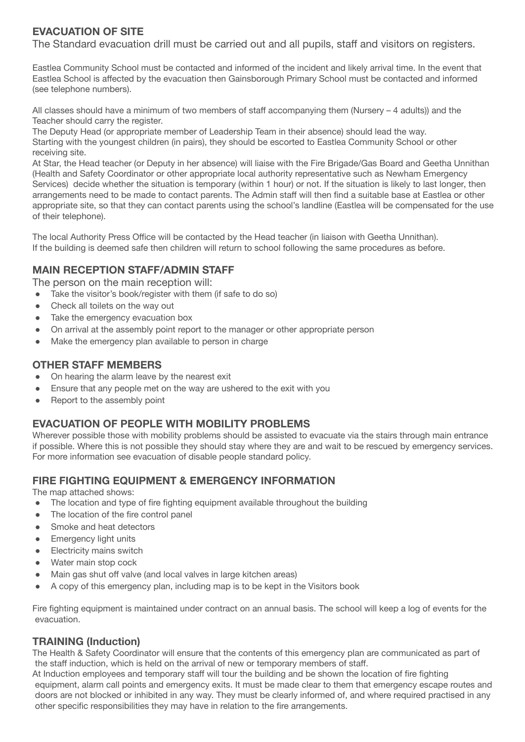## EVACUATION OF SITE

The Standard evacuation drill must be carried out and all pupils, staff and visitors on registers.

Eastlea Community School must be contacted and informed of the incident and likely arrival time. In the event that Eastlea School is affected by the evacuation then Gainsborough Primary School must be contacted and informed (see telephone numbers).

All classes should have a minimum of two members of staff accompanying them (Nursery – 4 adults)) and the Teacher should carry the register.
The Deputy Head (or appropriate member of Leadership Team in their absence) should lead the way.
Starting with the youngest children (in pairs), they should be escorted to Eastlea Community School or other receiving site.
At Star, the Head teacher (or Deputy in her absence) will liaise with the Fire Brigade/Gas Board and Geetha Unnithan (Health and Safety Coordinator or other appropriate local authority representative such as Newham Emergency Services) decide whether the situation is temporary (within 1 hour) or not. If the situation is likely to last longer, then arrangements need to be made to contact parents. The Admin staff will then find a suitable base at Eastlea or other appropriate site, so that they can contact parents using the school's landline (Eastlea will be compensated for the use of their telephone).

The local Authority Press Office will be contacted by the Head teacher (in liaison with Geetha Unnithan).
If the building is deemed safe then children will return to school following the same procedures as before.

## MAIN RECEPTION STAFF/ADMIN STAFF

The person on the main reception will:

- Take the visitor's book/register with them (if safe to do so)
- Check all toilets on the way out
- Take the emergency evacuation box
- On arrival at the assembly point report to the manager or other appropriate person
- Make the emergency plan available to person in charge

## OTHER STAFF MEMBERS

- On hearing the alarm leave by the nearest exit
- Ensure that any people met on the way are ushered to the exit with you
- Report to the assembly point

## EVACUATION OF PEOPLE WITH MOBILITY PROBLEMS

Wherever possible those with mobility problems should be assisted to evacuate via the stairs through main entrance if possible. Where this is not possible they should stay where they are and wait to be rescued by emergency services. For more information see evacuation of disable people standard policy.

## FIRE FIGHTING EQUIPMENT & EMERGENCY INFORMATION

The map attached shows:

- The location and type of fire fighting equipment available throughout the building
- The location of the fire control panel
- Smoke and heat detectors
- Emergency light units
- Electricity mains switch
- Water main stop cock
- Main gas shut off valve (and local valves in large kitchen areas)
- A copy of this emergency plan, including map is to be kept in the Visitors book

Fire fighting equipment is maintained under contract on an annual basis. The school will keep a log of events for the evacuation.

## TRAINING (Induction)

The Health & Safety Coordinator will ensure that the contents of this emergency plan are communicated as part of the staff induction, which is held on the arrival of new or temporary members of staff.
At Induction employees and temporary staff will tour the building and be shown the location of fire fighting equipment, alarm call points and emergency exits. It must be made clear to them that emergency escape routes and doors are not blocked or inhibited in any way. They must be clearly informed of, and where required practised in any other specific responsibilities they may have in relation to the fire arrangements.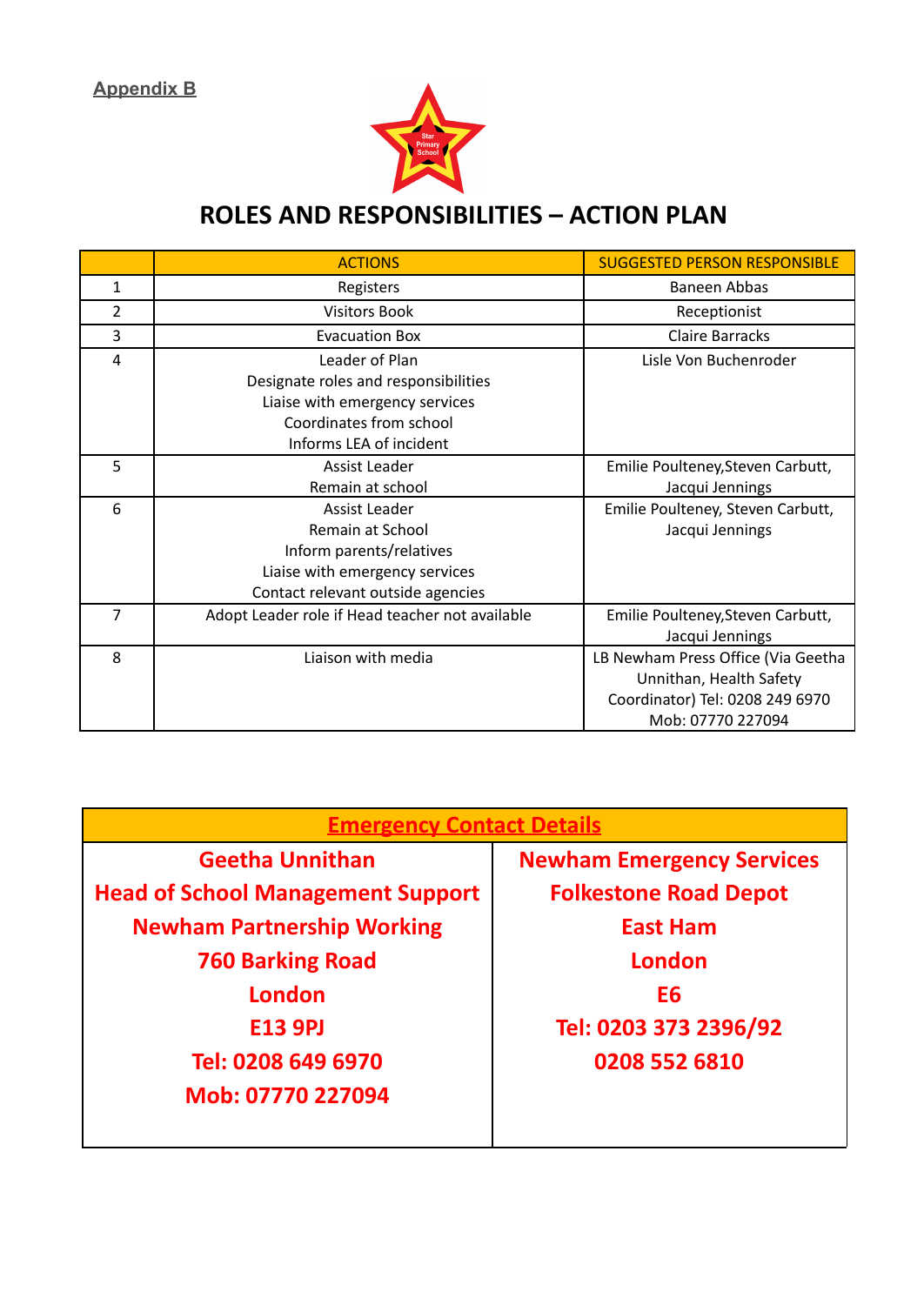Appendix B

# ROLES AND RESPONSIBILITIES – ACTION PLAN

| | ACTIONS | SUGGESTED PERSON RESPONSIBLE |
|---|---|---|
| 1 | Registers | Baneen Abbas |
| 2 | Visitors Book | Receptionist |
| 3 | Evacuation Box | Claire Barracks |
| 4 | Leader of Plan<br>Designate roles and responsibilities<br>Liaise with emergency services<br>Coordinates from school<br>Informs LEA of incident | Lisle Von Buchenroder |
| 5 | Assist Leader<br>Remain at school | Emilie Poulteney,Steven Carbutt, Jacqui Jennings |
| 6 | Assist Leader<br>Remain at School<br>Inform parents/relatives<br>Liaise with emergency services<br>Contact relevant outside agencies | Emilie Poulteney, Steven Carbutt, Jacqui Jennings |
| 7 | Adopt Leader role if Head teacher not available | Emilie Poulteney,Steven Carbutt, Jacqui Jennings |
| 8 | Liaison with media | LB Newham Press Office (Via Geetha Unnithan, Health Safety Coordinator) Tel: 0208 249 6970 Mob: 07770 227094 |

| Emergency Contact Details | |
|---|---|
| **Geetha Unnithan**<br>**Head of School Management Support**<br>**Newham Partnership Working**<br>**760 Barking Road**<br>**London**<br>**E13 9PJ**<br>**Tel: 0208 649 6970**<br>**Mob: 07770 227094** | **Newham Emergency Services**<br>**Folkestone Road Depot**<br>**East Ham**<br>**London**<br>**E6**<br>**Tel: 0203 373 2396/92**<br>**0208 552 6810** |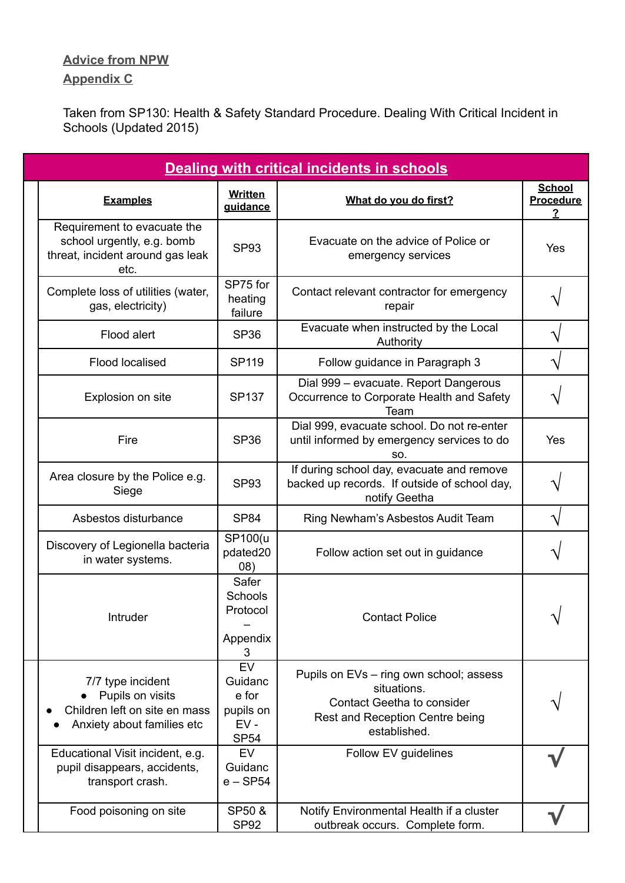**Advice from NPW**

**Appendix C**

Taken from SP130: Health & Safety Standard Procedure. Dealing With Critical Incident in Schools (Updated 2015)

| **Dealing with critical incidents in schools** | | | |
|---|---|---|---|
| **Examples** | **Written guidance** | **What do you do first?** | **School Procedure ?** |
| Requirement to evacuate the school urgently, e.g. bomb threat, incident around gas leak etc. | SP93 | Evacuate on the advice of Police or emergency services | Yes |
| Complete loss of utilities (water, gas, electricity) | SP75 for heating failure | Contact relevant contractor for emergency repair | √ |
| Flood alert | SP36 | Evacuate when instructed by the Local Authority | √ |
| Flood localised | SP119 | Follow guidance in Paragraph 3 | √ |
| Explosion on site | SP137 | Dial 999 – evacuate. Report Dangerous Occurrence to Corporate Health and Safety Team | √ |
| Fire | SP36 | Dial 999, evacuate school. Do not re-enter until informed by emergency services to do so. | Yes |
| Area closure by the Police e.g. Siege | SP93 | If during school day, evacuate and remove backed up records. If outside of school day, notify Geetha | √ |
| Asbestos disturbance | SP84 | Ring Newham's Asbestos Audit Team | √ |
| Discovery of Legionella bacteria in water systems. | SP100(updated2008) | Follow action set out in guidance | √ |
| Intruder | Safer Schools Protocol – Appendix 3 | Contact Police | √ |
| 7/7 type incident<br>• Pupils on visits<br>• Children left on site en mass<br>• Anxiety about families etc | EV Guidance for pupils on EV - SP54 | Pupils on EVs – ring own school; assess situations.<br>Contact Geetha to consider Rest and Reception Centre being established. | √ |
| Educational Visit incident, e.g. pupil disappears, accidents, transport crash. | EV Guidance – SP54 | Follow EV guidelines | √ |
| Food poisoning on site | SP50 & SP92 | Notify Environmental Health if a cluster outbreak occurs. Complete form. | √ |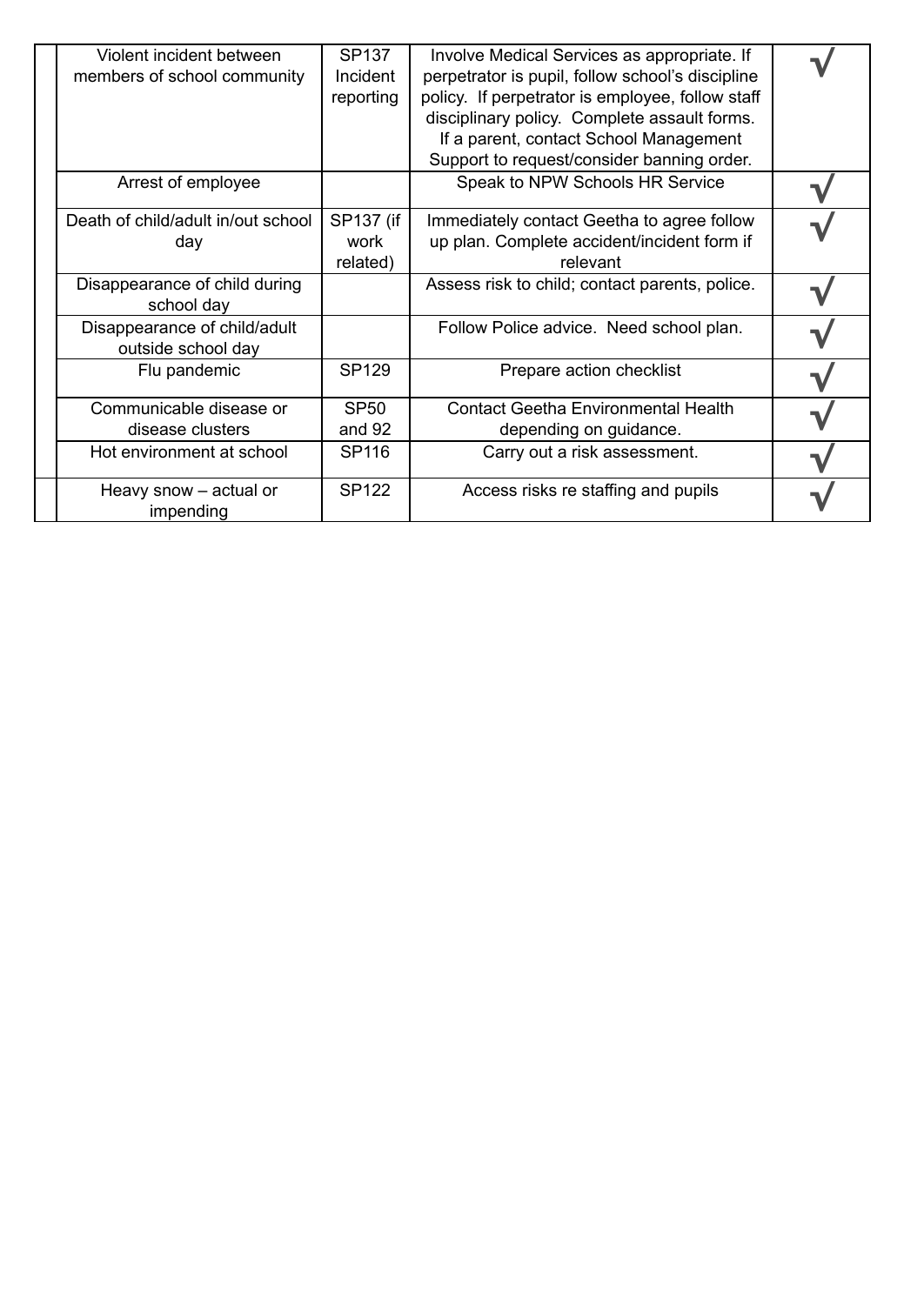| | | | | |
|---|---|---|---|---|
| | Violent incident between members of school community | SP137 Incident reporting | Involve Medical Services as appropriate. If perpetrator is pupil, follow school's discipline policy. If perpetrator is employee, follow staff disciplinary policy. Complete assault forms. If a parent, contact School Management Support to request/consider banning order. | √ |
| | Arrest of employee | | Speak to NPW Schools HR Service | √ |
| | Death of child/adult in/out school day | SP137 (if work related) | Immediately contact Geetha to agree follow up plan. Complete accident/incident form if relevant | √ |
| | Disappearance of child during school day | | Assess risk to child; contact parents, police. | √ |
| | Disappearance of child/adult outside school day | | Follow Police advice. Need school plan. | √ |
| | Flu pandemic | SP129 | Prepare action checklist | √ |
| | Communicable disease or disease clusters | SP50 and 92 | Contact Geetha Environmental Health depending on guidance. | √ |
| | Hot environment at school | SP116 | Carry out a risk assessment. | √ |
| | Heavy snow – actual or impending | SP122 | Access risks re staffing and pupils | √ |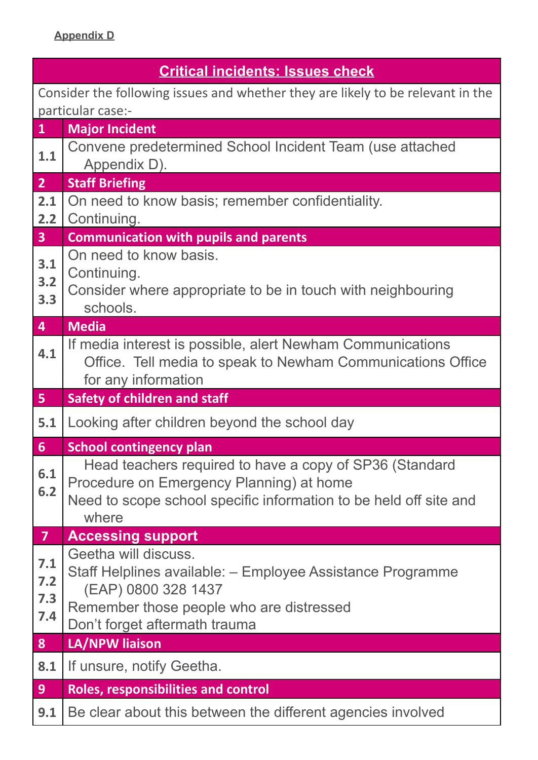**Appendix D**

| Critical incidents: Issues check | |
|---|---|
| Consider the following issues and whether they are likely to be relevant in the particular case:- | |
| **1** | **Major Incident** |
| 1.1 | Convene predetermined School Incident Team (use attached Appendix D). |
| **2** | **Staff Briefing** |
| 2.1<br>2.2 | On need to know basis; remember confidentiality.<br>Continuing. |
| **3** | **Communication with pupils and parents** |
| 3.1<br>3.2<br>3.3 | On need to know basis.<br>Continuing.<br>Consider where appropriate to be in touch with neighbouring schools. |
| **4** | **Media** |
| 4.1 | If media interest is possible, alert Newham Communications Office. Tell media to speak to Newham Communications Office for any information |
| **5** | **Safety of children and staff** |
| 5.1 | Looking after children beyond the school day |
| **6** | **School contingency plan** |
| 6.1<br>6.2 | Head teachers required to have a copy of SP36 (Standard Procedure on Emergency Planning) at home<br>Need to scope school specific information to be held off site and where |
| **7** | **Accessing support** |
| 7.1<br>7.2<br>7.3<br>7.4 | Geetha will discuss.<br>Staff Helplines available: – Employee Assistance Programme (EAP) 0800 328 1437<br>Remember those people who are distressed<br>Don't forget aftermath trauma |
| **8** | **LA/NPW liaison** |
| 8.1 | If unsure, notify Geetha. |
| **9** | **Roles, responsibilities and control** |
| 9.1 | Be clear about this between the different agencies involved |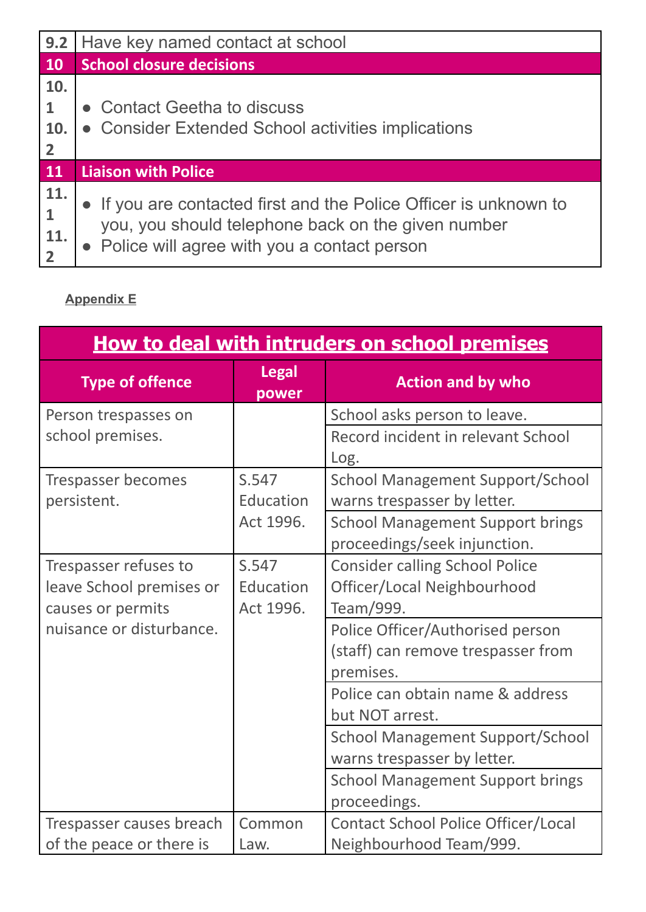| 9.2 | Have key named contact at school |
|---|---|
| **10** | **School closure decisions** |
| 10.1<br>10.2 | • Contact Geetha to discuss<br>• Consider Extended School activities implications |
| **11** | **Liaison with Police** |
| 11.1<br>11.2 | • If you are contacted first and the Police Officer is unknown to you, you should telephone back on the given number<br>• Police will agree with you a contact person |

**Appendix E**

| **How to deal with intruders on school premises** | | |
|---|---|---|
| **Type of offence** | **Legal power** | **Action and by who** |
| Person trespasses on school premises. | | School asks person to leave. |
| | | Record incident in relevant School Log. |
| Trespasser becomes persistent. | S.547 Education Act 1996. | School Management Support/School warns trespasser by letter. |
| | | School Management Support brings proceedings/seek injunction. |
| Trespasser refuses to leave School premises or causes or permits nuisance or disturbance. | S.547 Education Act 1996. | Consider calling School Police Officer/Local Neighbourhood Team/999. |
| | | Police Officer/Authorised person (staff) can remove trespasser from premises. |
| | | Police can obtain name & address but NOT arrest. |
| | | School Management Support/School warns trespasser by letter. |
| | | School Management Support brings proceedings. |
| Trespasser causes breach of the peace or there is | Common Law. | Contact School Police Officer/Local Neighbourhood Team/999. |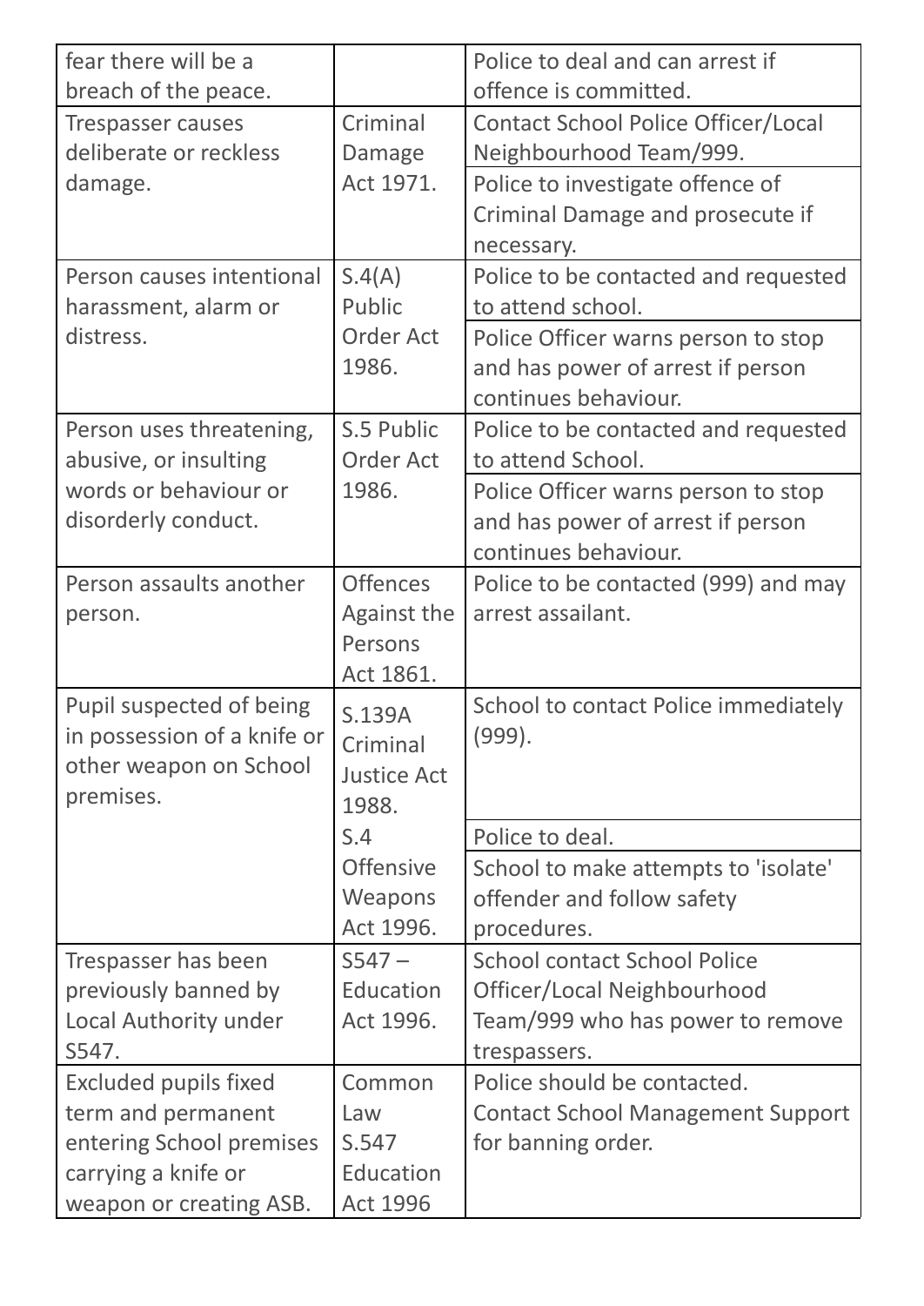| | | |
|---|---|---|
| fear there will be a breach of the peace. | | Police to deal and can arrest if offence is committed. |
| Trespasser causes deliberate or reckless damage. | Criminal Damage Act 1971. | Contact School Police Officer/Local Neighbourhood Team/999. |
| | | Police to investigate offence of Criminal Damage and prosecute if necessary. |
| Person causes intentional harassment, alarm or distress. | S.4(A) Public Order Act 1986. | Police to be contacted and requested to attend school. |
| | | Police Officer warns person to stop and has power of arrest if person continues behaviour. |
| Person uses threatening, abusive, or insulting words or behaviour or disorderly conduct. | S.5 Public Order Act 1986. | Police to be contacted and requested to attend School. |
| | | Police Officer warns person to stop and has power of arrest if person continues behaviour. |
| Person assaults another person. | Offences Against the Persons Act 1861. | Police to be contacted (999) and may arrest assailant. |
| Pupil suspected of being in possession of a knife or other weapon on School premises. | S.139A Criminal Justice Act 1988. | School to contact Police immediately (999). |
| | S.4 Offensive Weapons Act 1996. | Police to deal. |
| | | School to make attempts to 'isolate' offender and follow safety procedures. |
| Trespasser has been previously banned by Local Authority under S547. | S547 – Education Act 1996. | School contact School Police Officer/Local Neighbourhood Team/999 who has power to remove trespassers. |
| Excluded pupils fixed term and permanent entering School premises carrying a knife or weapon or creating ASB. | Common Law S.547 Education Act 1996 | Police should be contacted. Contact School Management Support for banning order. |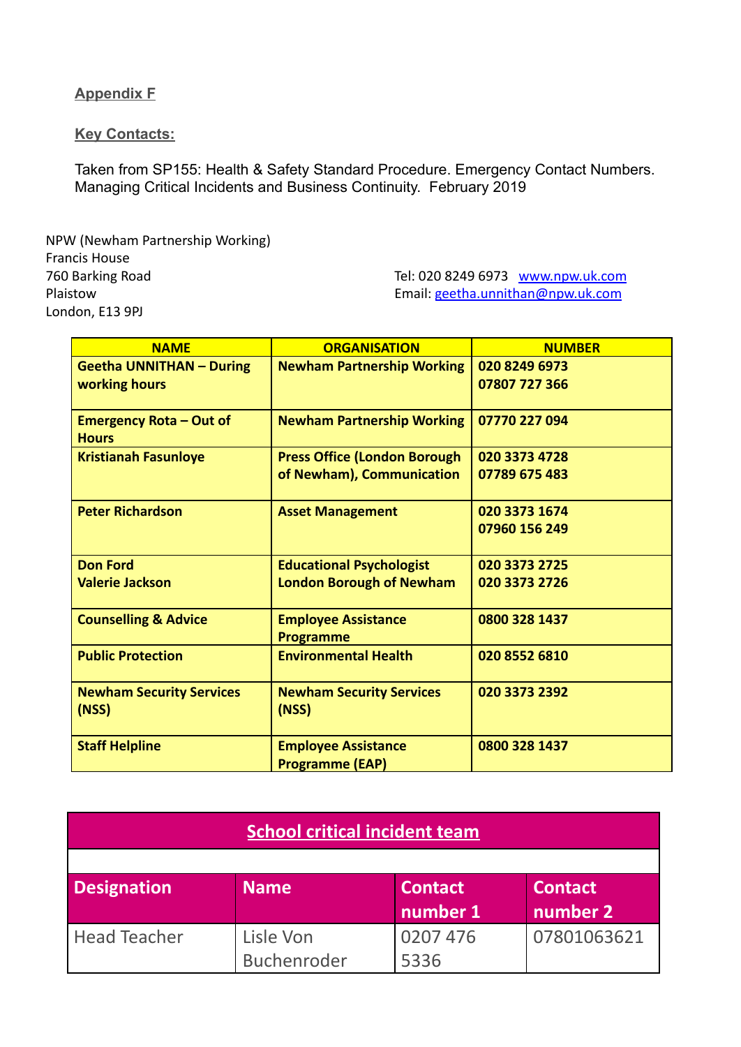## Appendix F

### Key Contacts:

Taken from SP155: Health & Safety Standard Procedure. Emergency Contact Numbers. Managing Critical Incidents and Business Continuity. February 2019

NPW (Newham Partnership Working)
Francis House
760 Barking Road
Plaistow
London, E13 9PJ

Tel: 020 8249 6973 www.npw.uk.com
Email: geetha.unnithan@npw.uk.com

| NAME | ORGANISATION | NUMBER |
|---|---|---|
| **Geetha UNNITHAN – During working hours** | **Newham Partnership Working** | **020 8249 6973**<br>**07807 727 366** |
| **Emergency Rota – Out of Hours** | **Newham Partnership Working** | **07770 227 094** |
| **Kristianah Fasunloye** | **Press Office (London Borough of Newham), Communication** | **020 3373 4728**<br>**07789 675 483** |
| **Peter Richardson** | **Asset Management** | **020 3373 1674**<br>**07960 156 249** |
| **Don Ford**<br>**Valerie Jackson** | **Educational Psychologist London Borough of Newham** | **020 3373 2725**<br>**020 3373 2726** |
| **Counselling & Advice** | **Employee Assistance Programme** | **0800 328 1437** |
| **Public Protection** | **Environmental Health** | **020 8552 6810** |
| **Newham Security Services (NSS)** | **Newham Security Services (NSS)** | **020 3373 2392** |
| **Staff Helpline** | **Employee Assistance Programme (EAP)** | **0800 328 1437** |

| School critical incident team | | | |
|---|---|---|---|
| **Designation** | **Name** | **Contact number 1** | **Contact number 2** |
| Head Teacher | Lisle Von Buchenroder | 0207 476 5336 | 07801063621 |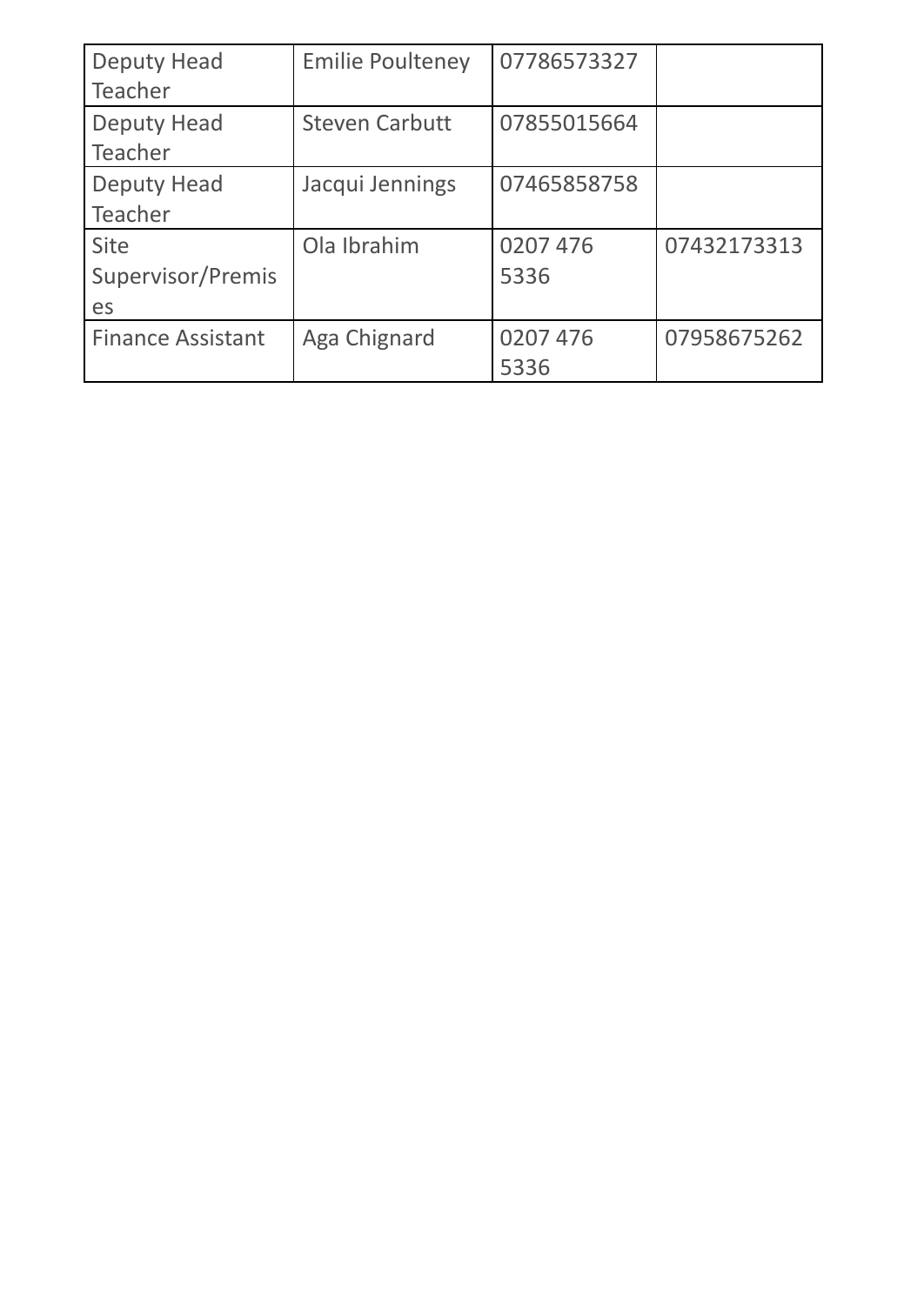| | | | |
|---|---|---|---|
| Deputy Head Teacher | Emilie Poulteney | 07786573327 | |
| Deputy Head Teacher | Steven Carbutt | 07855015664 | |
| Deputy Head Teacher | Jacqui Jennings | 07465858758 | |
| Site Supervisor/Premises | Ola Ibrahim | 0207 476 5336 | 07432173313 |
| Finance Assistant | Aga Chignard | 0207 476 5336 | 07958675262 |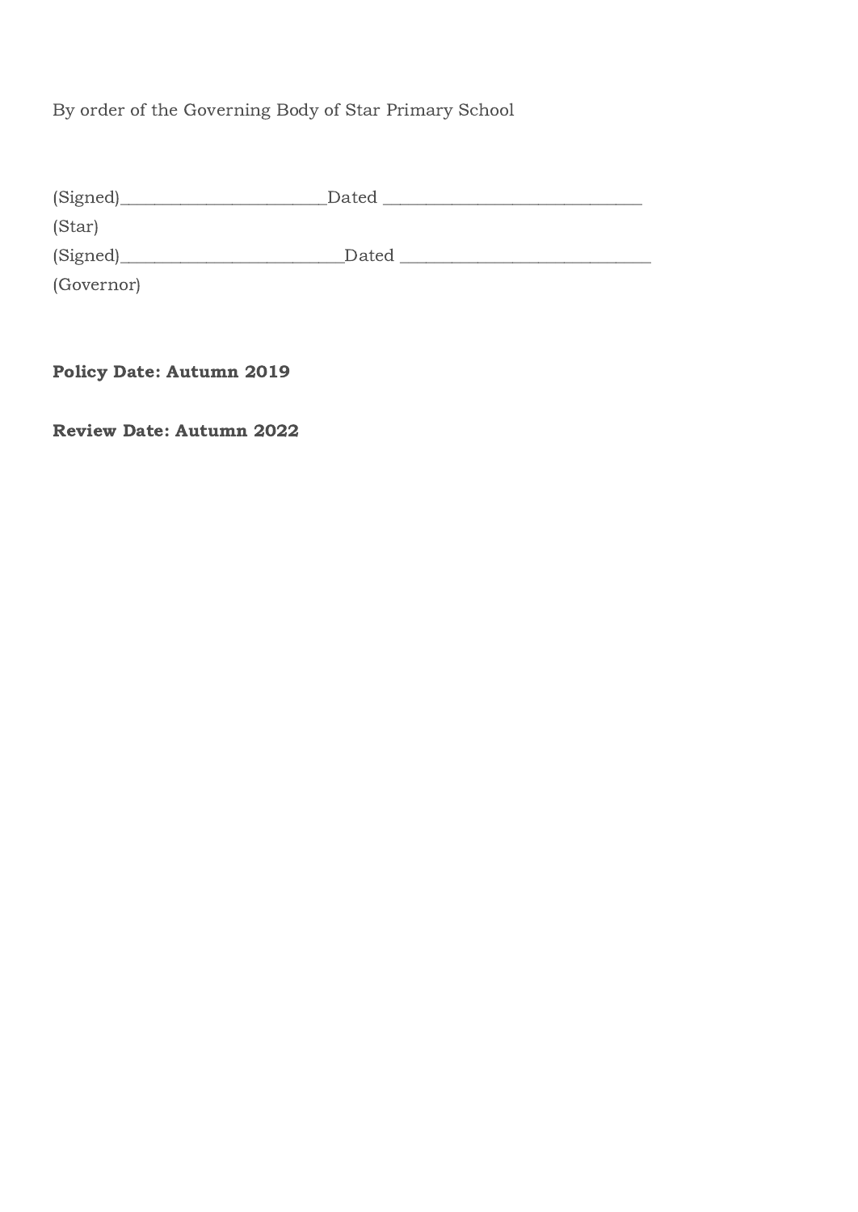By order of the Governing Body of Star Primary School

(Signed)________________________Dated ______________________________
(Star)
(Signed)_________________________Dated ____________________________
(Governor)

**Policy Date: Autumn 2019**

**Review Date: Autumn 2022**